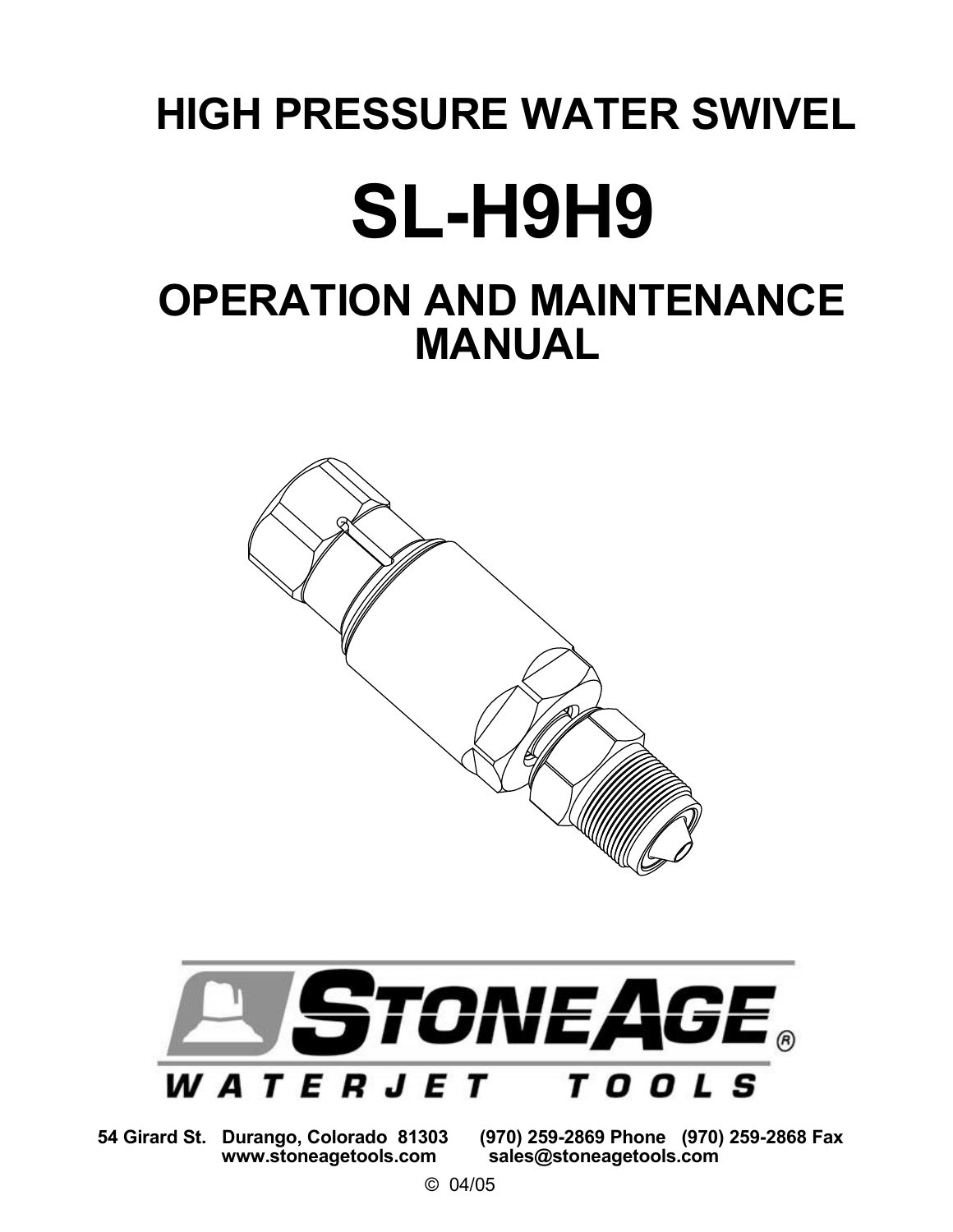# HIGH PRESSURE WATER SWIVEL

# SL-H9H9

## OPERATION AND MAINTENANCE MANUAL

**STONEAGE®**
**WATERJET TOOLS**

**54 Girard St. Durango, Colorado 81303 (970) 259-2869 Phone (970) 259-2868 Fax**
**www.stoneagetools.com sales@stoneagetools.com**

© 04/05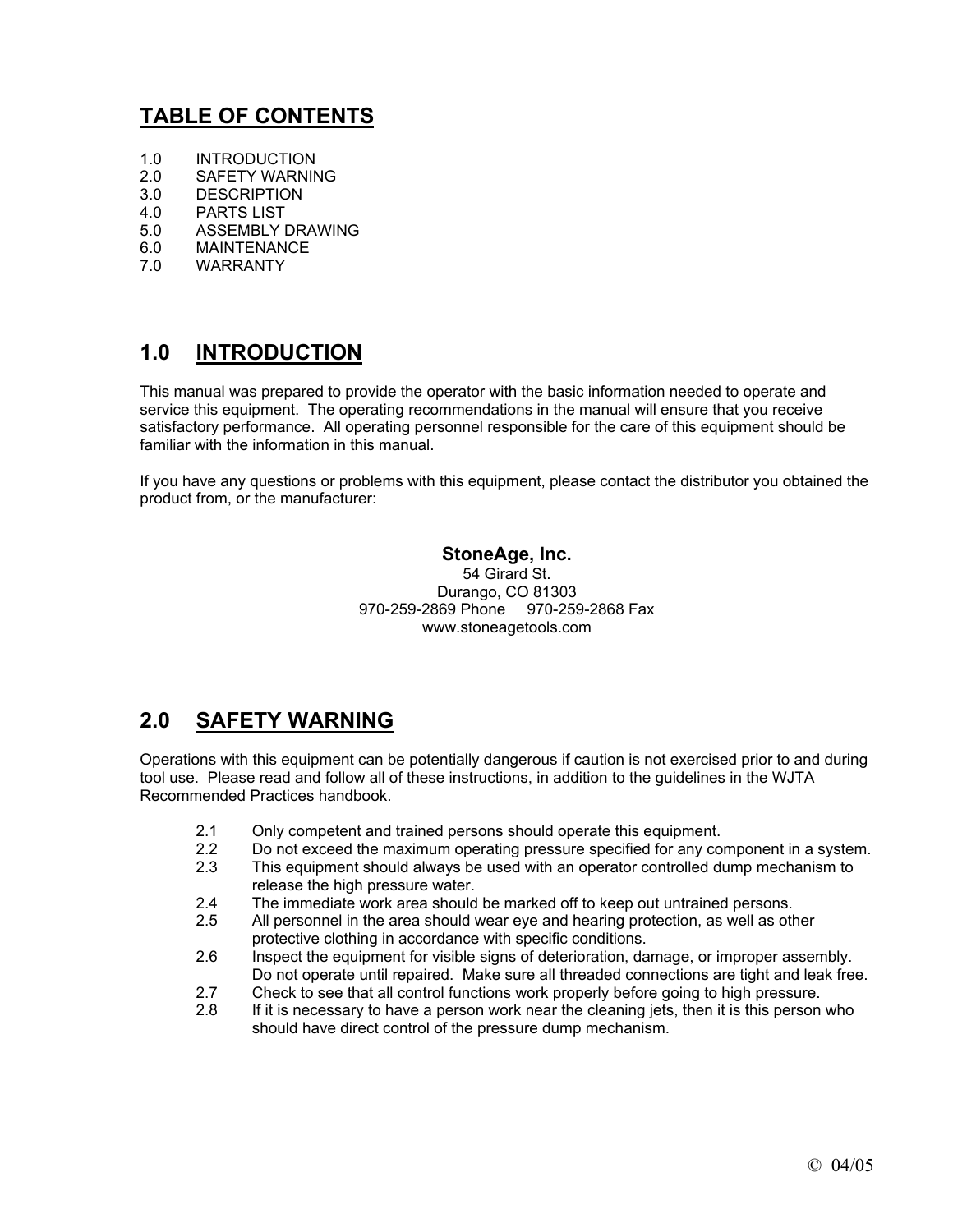# TABLE OF CONTENTS

1.0 INTRODUCTION
2.0 SAFETY WARNING
3.0 DESCRIPTION
4.0 PARTS LIST
5.0 ASSEMBLY DRAWING
6.0 MAINTENANCE
7.0 WARRANTY

## 1.0 INTRODUCTION

This manual was prepared to provide the operator with the basic information needed to operate and service this equipment. The operating recommendations in the manual will ensure that you receive satisfactory performance. All operating personnel responsible for the care of this equipment should be familiar with the information in this manual.

If you have any questions or problems with this equipment, please contact the distributor you obtained the product from, or the manufacturer:

**StoneAge, Inc.**
54 Girard St.
Durango, CO 81303
970-259-2869 Phone 970-259-2868 Fax
www.stoneagetools.com

## 2.0 SAFETY WARNING

Operations with this equipment can be potentially dangerous if caution is not exercised prior to and during tool use. Please read and follow all of these instructions, in addition to the guidelines in the WJTA Recommended Practices handbook.

2.1 Only competent and trained persons should operate this equipment.
2.2 Do not exceed the maximum operating pressure specified for any component in a system.
2.3 This equipment should always be used with an operator controlled dump mechanism to release the high pressure water.
2.4 The immediate work area should be marked off to keep out untrained persons.
2.5 All personnel in the area should wear eye and hearing protection, as well as other protective clothing in accordance with specific conditions.
2.6 Inspect the equipment for visible signs of deterioration, damage, or improper assembly. Do not operate until repaired. Make sure all threaded connections are tight and leak free.
2.7 Check to see that all control functions work properly before going to high pressure.
2.8 If it is necessary to have a person work near the cleaning jets, then it is this person who should have direct control of the pressure dump mechanism.

© 04/05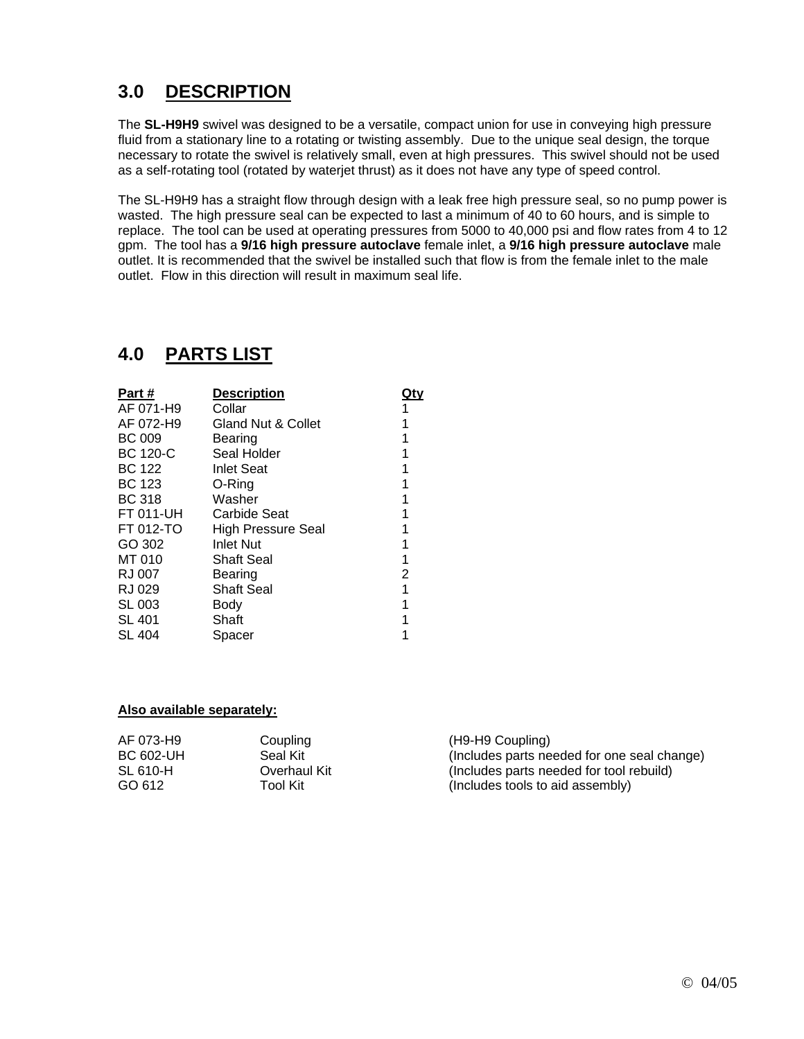## 3.0 DESCRIPTION

The **SL-H9H9** swivel was designed to be a versatile, compact union for use in conveying high pressure fluid from a stationary line to a rotating or twisting assembly. Due to the unique seal design, the torque necessary to rotate the swivel is relatively small, even at high pressures. This swivel should not be used as a self-rotating tool (rotated by waterjet thrust) as it does not have any type of speed control.

The SL-H9H9 has a straight flow through design with a leak free high pressure seal, so no pump power is wasted. The high pressure seal can be expected to last a minimum of 40 to 60 hours, and is simple to replace. The tool can be used at operating pressures from 5000 to 40,000 psi and flow rates from 4 to 12 gpm. The tool has a **9/16 high pressure autoclave** female inlet, a **9/16 high pressure autoclave** male outlet. It is recommended that the swivel be installed such that flow is from the female inlet to the male outlet. Flow in this direction will result in maximum seal life.

## 4.0 PARTS LIST

| Part # | Description | Qty |
|---|---|---|
| AF 071-H9 | Collar | 1 |
| AF 072-H9 | Gland Nut & Collet | 1 |
| BC 009 | Bearing | 1 |
| BC 120-C | Seal Holder | 1 |
| BC 122 | Inlet Seat | 1 |
| BC 123 | O-Ring | 1 |
| BC 318 | Washer | 1 |
| FT 011-UH | Carbide Seat | 1 |
| FT 012-TO | High Pressure Seal | 1 |
| GO 302 | Inlet Nut | 1 |
| MT 010 | Shaft Seal | 1 |
| RJ 007 | Bearing | 2 |
| RJ 029 | Shaft Seal | 1 |
| SL 003 | Body | 1 |
| SL 401 | Shaft | 1 |
| SL 404 | Spacer | 1 |

**Also available separately:**

| | | |
|---|---|---|
| AF 073-H9 | Coupling | (H9-H9 Coupling) |
| BC 602-UH | Seal Kit | (Includes parts needed for one seal change) |
| SL 610-H | Overhaul Kit | (Includes parts needed for tool rebuild) |
| GO 612 | Tool Kit | (Includes tools to aid assembly) |

© 04/05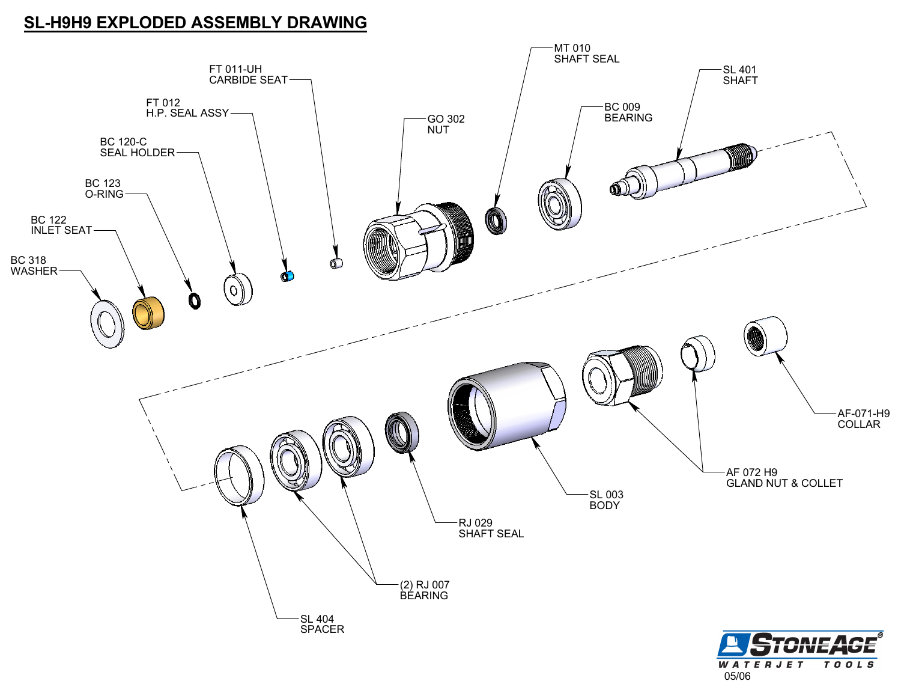# SL-H9H9 EXPLODED ASSEMBLY DRAWING

- BC 318 WASHER
- BC 122 INLET SEAT
- BC 123 O-RING
- BC 120-C SEAL HOLDER
- FT 012 H.P. SEAL ASSY
- FT 011-UH CARBIDE SEAT
- GO 302 NUT
- MT 010 SHAFT SEAL
- BC 009 BEARING
- SL 401 SHAFT
- SL 404 SPACER
- (2) RJ 007 BEARING
- RJ 029 SHAFT SEAL
- SL 003 BODY
- AF 072 H9 GLAND NUT & COLLET
- AF-071-H9 COLLAR

STONEAGE® WATERJET TOOLS

05/06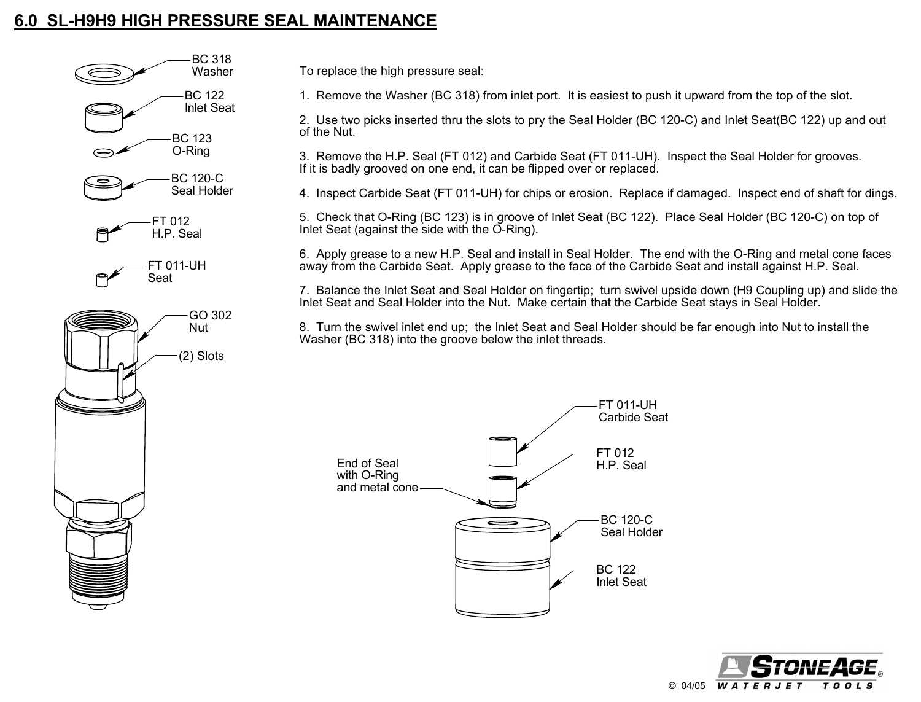# 6.0 SL-H9H9 HIGH PRESSURE SEAL MAINTENANCE

BC 318
Washer

BC 122
Inlet Seat

BC 123
O-Ring

BC 120-C
Seal Holder

FT 012
H.P. Seal

FT 011-UH
Seat

GO 302
Nut

(2) Slots

To replace the high pressure seal:

1. Remove the Washer (BC 318) from inlet port. It is easiest to push it upward from the top of the slot.

2. Use two picks inserted thru the slots to pry the Seal Holder (BC 120-C) and Inlet Seat(BC 122) up and out of the Nut.

3. Remove the H.P. Seal (FT 012) and Carbide Seat (FT 011-UH). Inspect the Seal Holder for grooves. If it is badly grooved on one end, it can be flipped over or replaced.

4. Inspect Carbide Seat (FT 011-UH) for chips or erosion. Replace if damaged. Inspect end of shaft for dings.

5. Check that O-Ring (BC 123) is in groove of Inlet Seat (BC 122). Place Seal Holder (BC 120-C) on top of Inlet Seat (against the side with the O-Ring).

6. Apply grease to a new H.P. Seal and install in Seal Holder. The end with the O-Ring and metal cone faces away from the Carbide Seat. Apply grease to the face of the Carbide Seat and install against H.P. Seal.

7. Balance the Inlet Seat and Seal Holder on fingertip; turn swivel upside down (H9 Coupling up) and slide the Inlet Seat and Seal Holder into the Nut. Make certain that the Carbide Seat stays in Seal Holder.

8. Turn the swivel inlet end up; the Inlet Seat and Seal Holder should be far enough into Nut to install the Washer (BC 318) into the groove below the inlet threads.

FT 011-UH
Carbide Seat

FT 012
H.P. Seal

End of Seal
with O-Ring
and metal cone

BC 120-C
Seal Holder

BC 122
Inlet Seat

© 04/05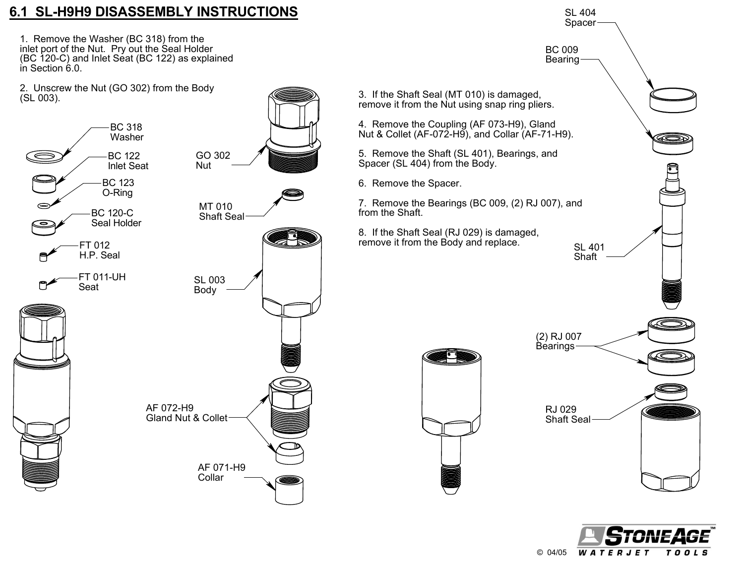## 6.1 SL-H9H9 DISASSEMBLY INSTRUCTIONS

1. Remove the Washer (BC 318) from the inlet port of the Nut. Pry out the Seal Holder (BC 120-C) and Inlet Seat (BC 122) as explained in Section 6.0.

2. Unscrew the Nut (GO 302) from the Body (SL 003).

3. If the Shaft Seal (MT 010) is damaged, remove it from the Nut using snap ring pliers.

4. Remove the Coupling (AF 073-H9), Gland Nut & Collet (AF-072-H9), and Collar (AF-71-H9).

5. Remove the Shaft (SL 401), Bearings, and Spacer (SL 404) from the Body.

6. Remove the Spacer.

7. Remove the Bearings (BC 009, (2) RJ 007), and from the Shaft.

8. If the Shaft Seal (RJ 029) is damaged, remove it from the Body and replace.

BC 318 Washer

BC 122 Inlet Seat

BC 123 O-Ring

BC 120-C Seal Holder

FT 012 H.P. Seal

FT 011-UH Seat

GO 302 Nut

MT 010 Shaft Seal

SL 003 Body

AF 072-H9 Gland Nut & Collet

AF 071-H9 Collar

SL 404 Spacer

BC 009 Bearing

SL 401 Shaft

(2) RJ 007 Bearings

RJ 029 Shaft Seal

© 04/05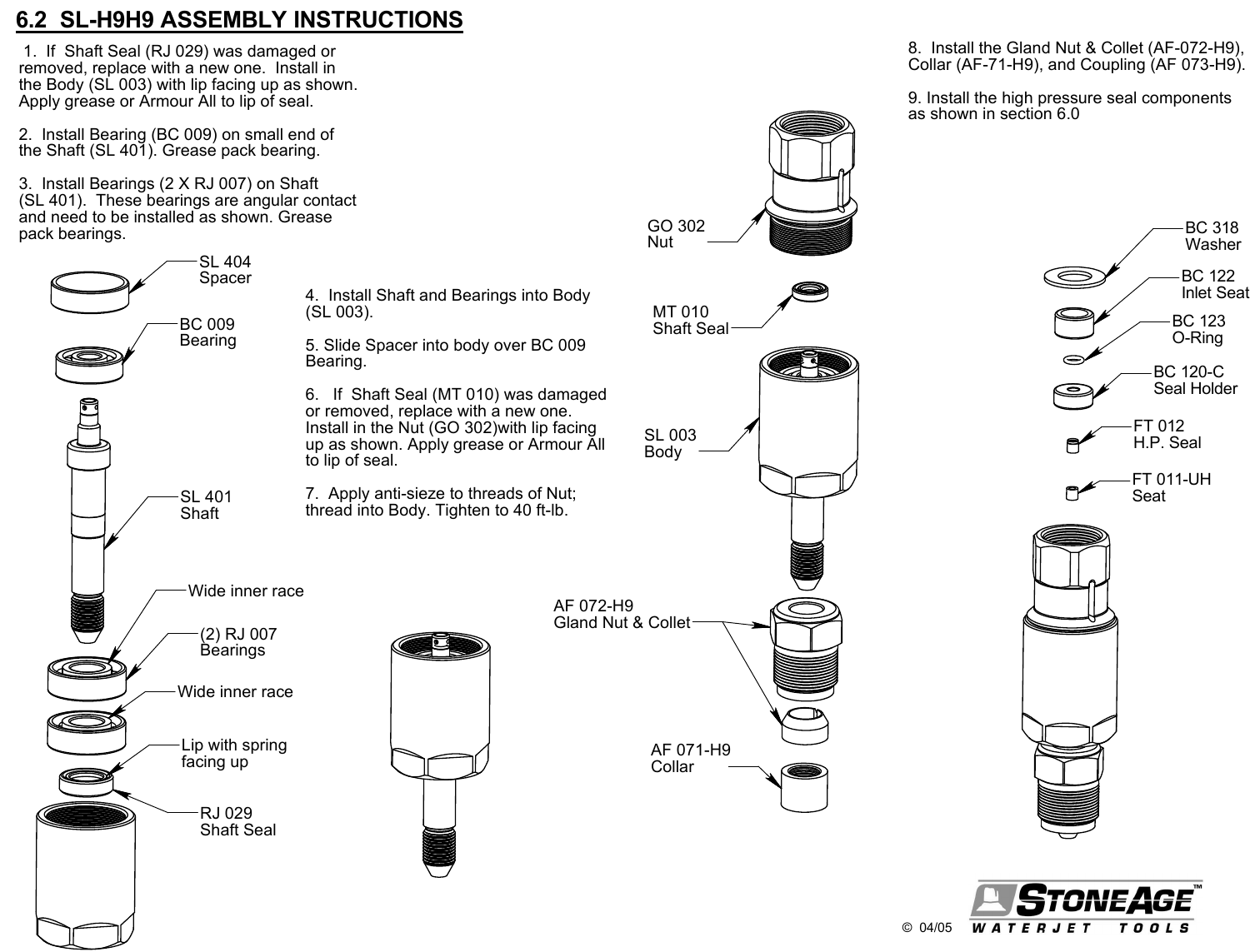## 6.2 SL-H9H9 ASSEMBLY INSTRUCTIONS

1. If Shaft Seal (RJ 029) was damaged or removed, replace with a new one. Install in the Body (SL 003) with lip facing up as shown. Apply grease or Armour All to lip of seal.

2. Install Bearing (BC 009) on small end of the Shaft (SL 401). Grease pack bearing.

3. Install Bearings (2 X RJ 007) on Shaft (SL 401). These bearings are angular contact and need to be installed as shown. Grease pack bearings.

4. Install Shaft and Bearings into Body (SL 003).

5. Slide Spacer into body over BC 009 Bearing.

6. If Shaft Seal (MT 010) was damaged or removed, replace with a new one. Install in the Nut (GO 302)with lip facing up as shown. Apply grease or Armour All to lip of seal.

7. Apply anti-sieze to threads of Nut; thread into Body. Tighten to 40 ft-lb.

8. Install the Gland Nut & Collet (AF-072-H9), Collar (AF-71-H9), and Coupling (AF 073-H9).

9. Install the high pressure seal components as shown in section 6.0

SL 404 Spacer

BC 009 Bearing

SL 401 Shaft

Wide inner race

(2) RJ 007 Bearings

Wide inner race

Lip with spring facing up

RJ 029 Shaft Seal

GO 302 Nut

MT 010 Shaft Seal

SL 003 Body

AF 072-H9 Gland Nut & Collet

AF 071-H9 Collar

BC 318 Washer

BC 122 Inlet Seat

BC 123 O-Ring

BC 120-C Seal Holder

FT 012 H.P. Seal

FT 011-UH Seat

© 04/05

STONEAGE™ WATERJET TOOLS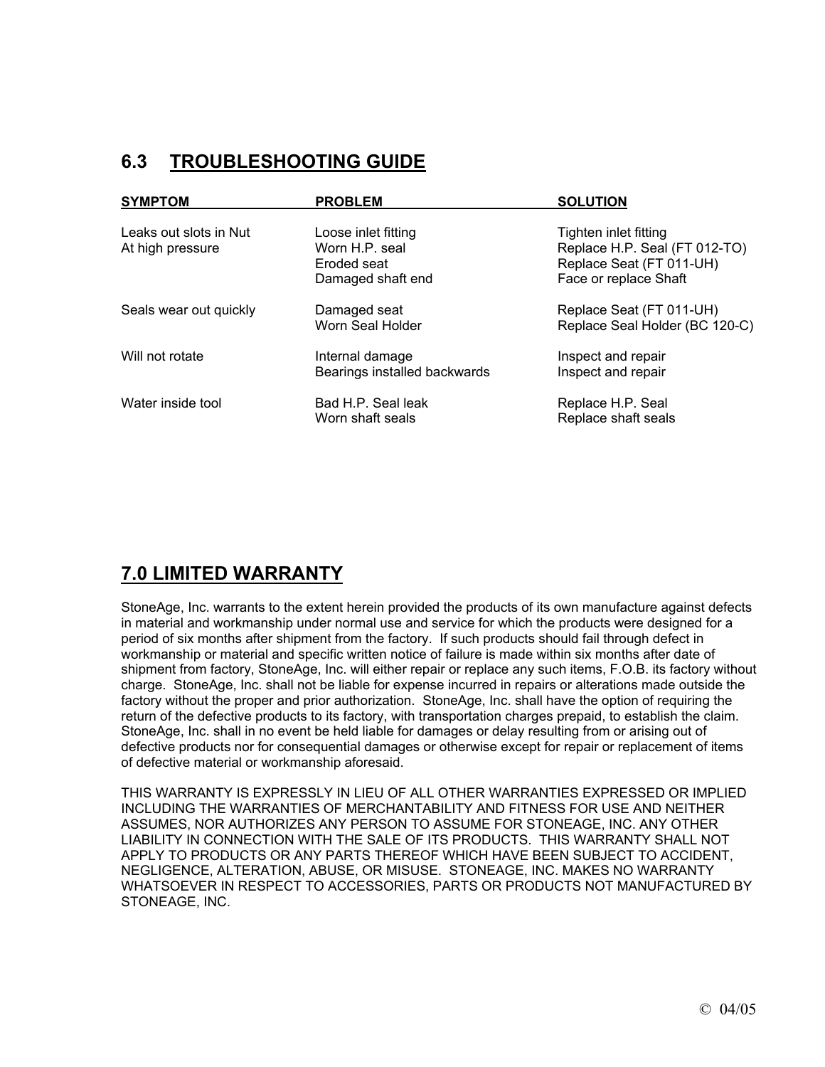## 6.3 TROUBLESHOOTING GUIDE

| SYMPTOM | PROBLEM | SOLUTION |
|---|---|---|
| Leaks out slots in Nut At high pressure | Loose inlet fitting | Tighten inlet fitting |
| | Worn H.P. seal | Replace H.P. Seal (FT 012-TO) |
| | Eroded seat | Replace Seat (FT 011-UH) |
| | Damaged shaft end | Face or replace Shaft |
| Seals wear out quickly | Damaged seat | Replace Seat (FT 011-UH) |
| | Worn Seal Holder | Replace Seal Holder (BC 120-C) |
| Will not rotate | Internal damage | Inspect and repair |
| | Bearings installed backwards | Inspect and repair |
| Water inside tool | Bad H.P. Seal leak | Replace H.P. Seal |
| | Worn shaft seals | Replace shaft seals |

## 7.0 LIMITED WARRANTY

StoneAge, Inc. warrants to the extent herein provided the products of its own manufacture against defects in material and workmanship under normal use and service for which the products were designed for a period of six months after shipment from the factory. If such products should fail through defect in workmanship or material and specific written notice of failure is made within six months after date of shipment from factory, StoneAge, Inc. will either repair or replace any such items, F.O.B. its factory without charge. StoneAge, Inc. shall not be liable for expense incurred in repairs or alterations made outside the factory without the proper and prior authorization. StoneAge, Inc. shall have the option of requiring the return of the defective products to its factory, with transportation charges prepaid, to establish the claim. StoneAge, Inc. shall in no event be held liable for damages or delay resulting from or arising out of defective products nor for consequential damages or otherwise except for repair or replacement of items of defective material or workmanship aforesaid.

THIS WARRANTY IS EXPRESSLY IN LIEU OF ALL OTHER WARRANTIES EXPRESSED OR IMPLIED INCLUDING THE WARRANTIES OF MERCHANTABILITY AND FITNESS FOR USE AND NEITHER ASSUMES, NOR AUTHORIZES ANY PERSON TO ASSUME FOR STONEAGE, INC. ANY OTHER LIABILITY IN CONNECTION WITH THE SALE OF ITS PRODUCTS. THIS WARRANTY SHALL NOT APPLY TO PRODUCTS OR ANY PARTS THEREOF WHICH HAVE BEEN SUBJECT TO ACCIDENT, NEGLIGENCE, ALTERATION, ABUSE, OR MISUSE. STONEAGE, INC. MAKES NO WARRANTY WHATSOEVER IN RESPECT TO ACCESSORIES, PARTS OR PRODUCTS NOT MANUFACTURED BY STONEAGE, INC.

© 04/05